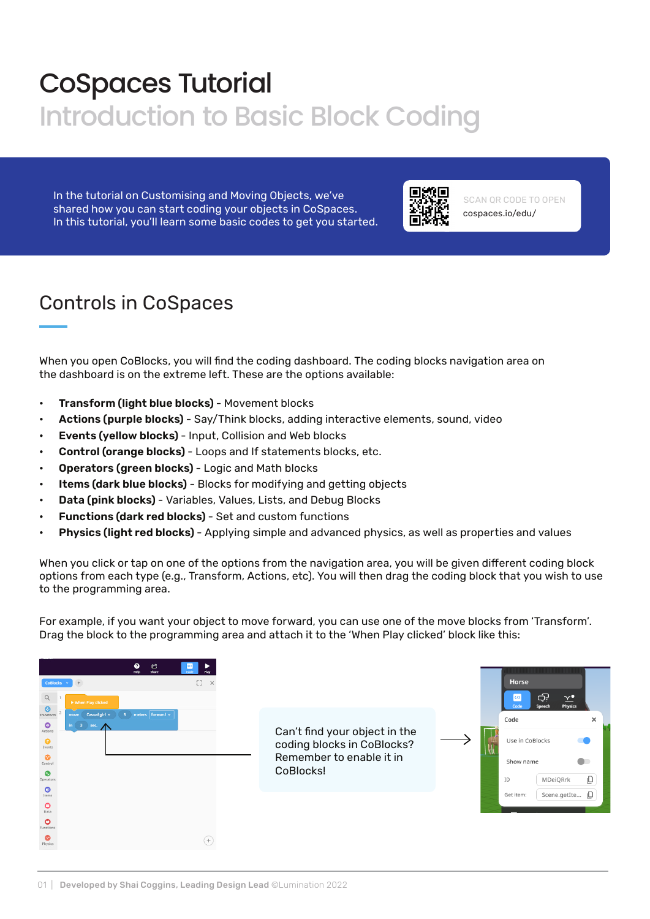# CoSpaces Tutorial

## Introduction to Basic Block Coding

In the tutorial on Customising and Moving Objects, we've shared how you can start coding your objects in CoSpaces. In this tutorial, you'll learn some basic codes to get you started.

SCAN QR CODE TO OPEN
cospaces.io/edu/

## Controls in CoSpaces

When you open CoBlocks, you will find the coding dashboard. The coding blocks navigation area on the dashboard is on the extreme left. These are the options available:

- **Transform (light blue blocks)** - Movement blocks
- **Actions (purple blocks)** - Say/Think blocks, adding interactive elements, sound, video
- **Events (yellow blocks)** - Input, Collision and Web blocks
- **Control (orange blocks)** - Loops and If statements blocks, etc.
- **Operators (green blocks)** - Logic and Math blocks
- **Items (dark blue blocks)** - Blocks for modifying and getting objects
- **Data (pink blocks)** - Variables, Values, Lists, and Debug Blocks
- **Functions (dark red blocks)** - Set and custom functions
- **Physics (light red blocks)** - Applying simple and advanced physics, as well as properties and values

When you click or tap on one of the options from the navigation area, you will be given different coding block options from each type (e.g., Transform, Actions, etc). You will then drag the coding block that you wish to use to the programming area.

For example, if you want your object to move forward, you can use one of the move blocks from 'Transform'. Drag the block to the programming area and attach it to the 'When Play clicked' block like this:

Can't find your object in the coding blocks in CoBlocks? Remember to enable it in CoBlocks!

Developed by Shai Coggins, Leading Design Lead ©Lumination 2022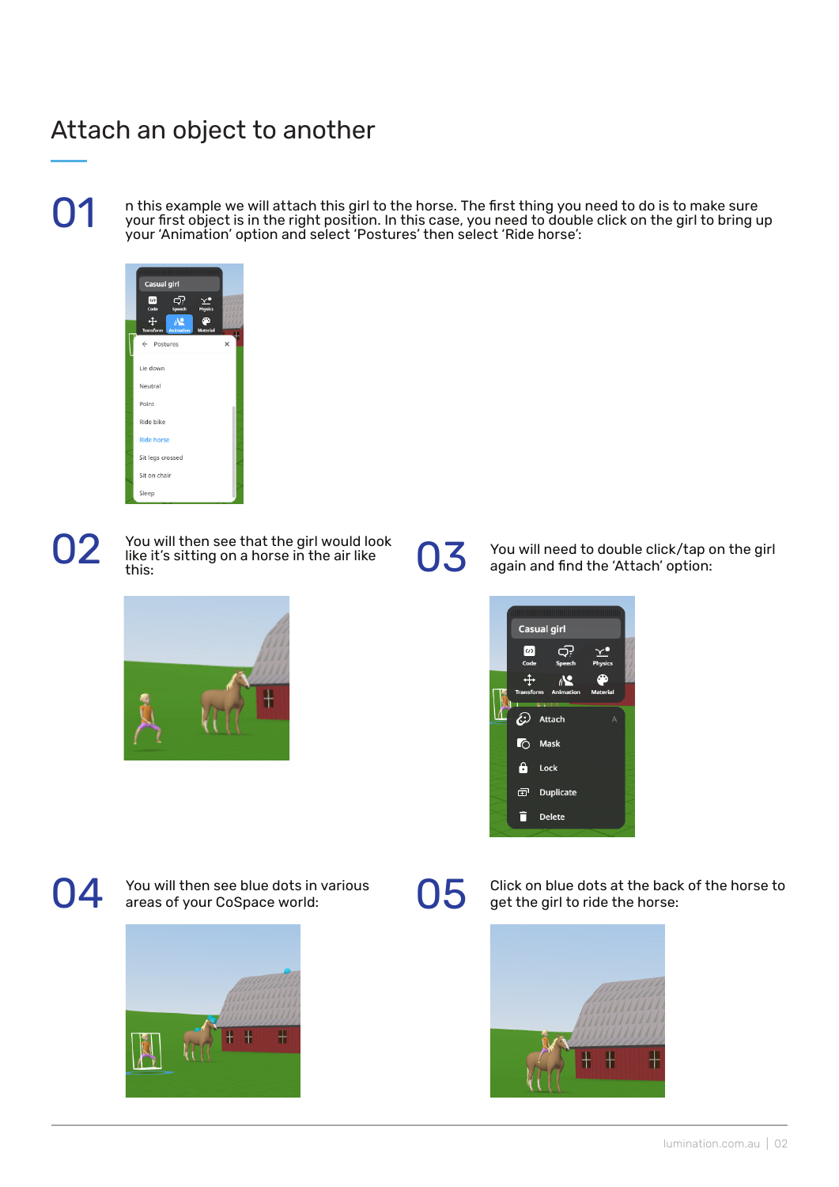# Attach an object to another

**01**

n this example we will attach this girl to the horse. The first thing you need to do is to make sure your first object is in the right position. In this case, you need to double click on the girl to bring up your 'Animation' option and select 'Postures' then select 'Ride horse':

**02**

You will then see that the girl would look like it's sitting on a horse in the air like this:

**03**

You will need to double click/tap on the girl again and find the 'Attach' option:

**04**

You will then see blue dots in various areas of your CoSpace world:

**05**

Click on blue dots at the back of the horse to get the girl to ride the horse: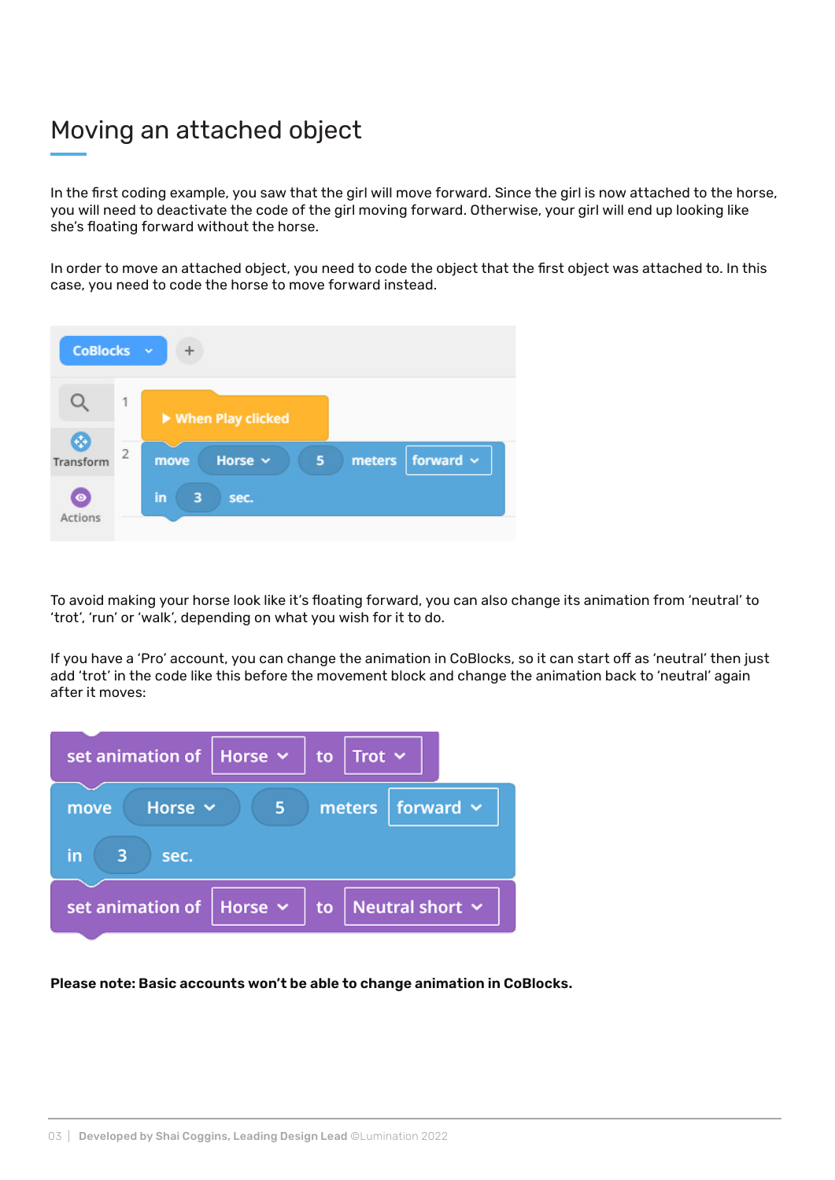# Moving an attached object

In the first coding example, you saw that the girl will move forward. Since the girl is now attached to the horse, you will need to deactivate the code of the girl moving forward. Otherwise, your girl will end up looking like she's floating forward without the horse.

In order to move an attached object, you need to code the object that the first object was attached to. In this case, you need to code the horse to move forward instead.

```
CoBlocks
1  ▶ When Play clicked
2  move Horse 5 meters forward
   in 3 sec.
```

To avoid making your horse look like it's floating forward, you can also change its animation from 'neutral' to 'trot', 'run' or 'walk', depending on what you wish for it to do.

If you have a 'Pro' account, you can change the animation in CoBlocks, so it can start off as 'neutral' then just add 'trot' in the code like this before the movement block and change the animation back to 'neutral' again after it moves:

```
set animation of Horse to Trot
move Horse 5 meters forward
in 3 sec.
set animation of Horse to Neutral short
```

**Please note: Basic accounts won't be able to change animation in CoBlocks.**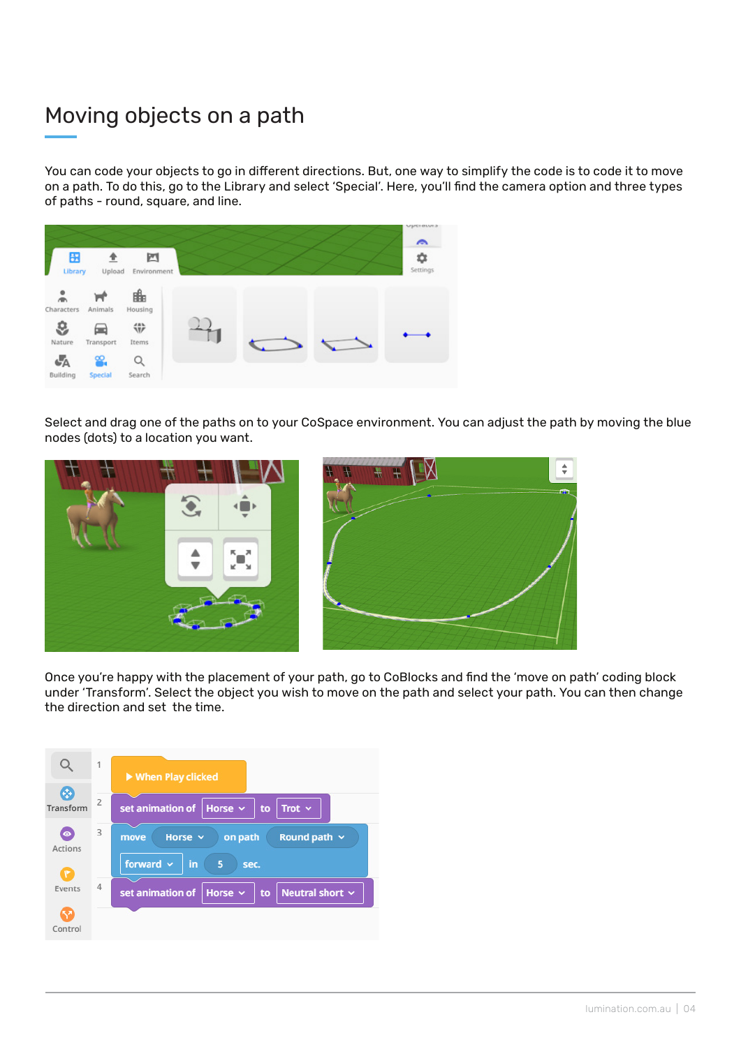# Moving objects on a path

You can code your objects to go in different directions. But, one way to simplify the code is to code it to move on a path. To do this, go to the Library and select 'Special'. Here, you'll find the camera option and three types of paths - round, square, and line.

Select and drag one of the paths on to your CoSpace environment. You can adjust the path by moving the blue nodes (dots) to a location you want.

Once you're happy with the placement of your path, go to CoBlocks and find the 'move on path' coding block under 'Transform'. Select the object you wish to move on the path and select your path. You can then change the direction and set the time.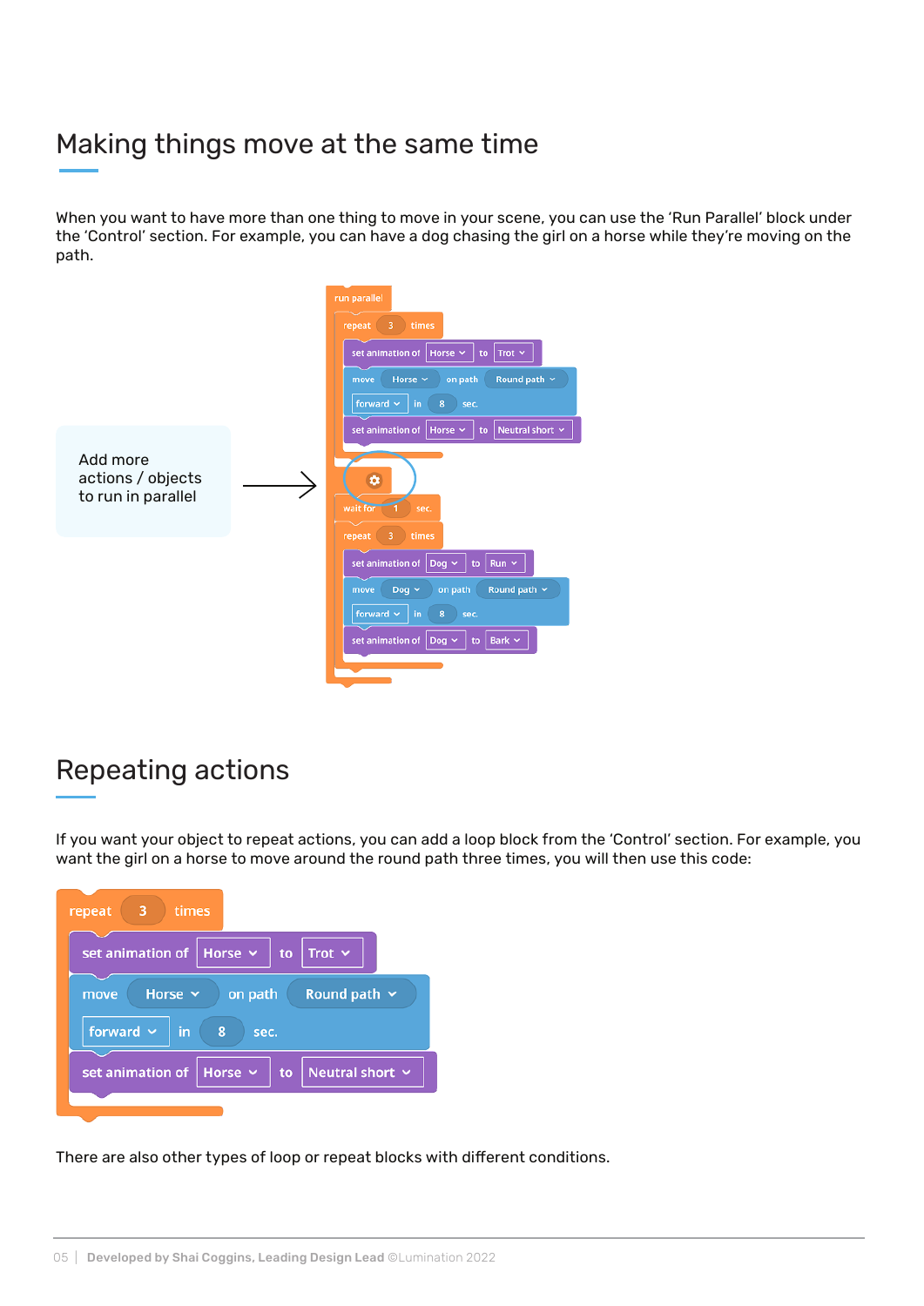# Making things move at the same time

When you want to have more than one thing to move in your scene, you can use the 'Run Parallel' block under the 'Control' section. For example, you can have a dog chasing the girl on a horse while they're moving on the path.

Add more actions / objects to run in parallel

```
run parallel
  repeat 3 times
    set animation of Horse to Trot
    move Horse on path Round path
      forward in 8 sec.
    set animation of Horse to Neutral short
  [⚙]
  wait for 1 sec.
  repeat 3 times
    set animation of Dog to Run
    move Dog on path Round path
      forward in 8 sec.
    set animation of Dog to Bark
```

# Repeating actions

If you want your object to repeat actions, you can add a loop block from the 'Control' section. For example, you want the girl on a horse to move around the round path three times, you will then use this code:

```
repeat 3 times
  set animation of Horse to Trot
  move Horse on path Round path
    forward in 8 sec.
  set animation of Horse to Neutral short
```

There are also other types of loop or repeat blocks with different conditions.

Developed by Shai Coggins, Leading Design Lead ©Lumination 2022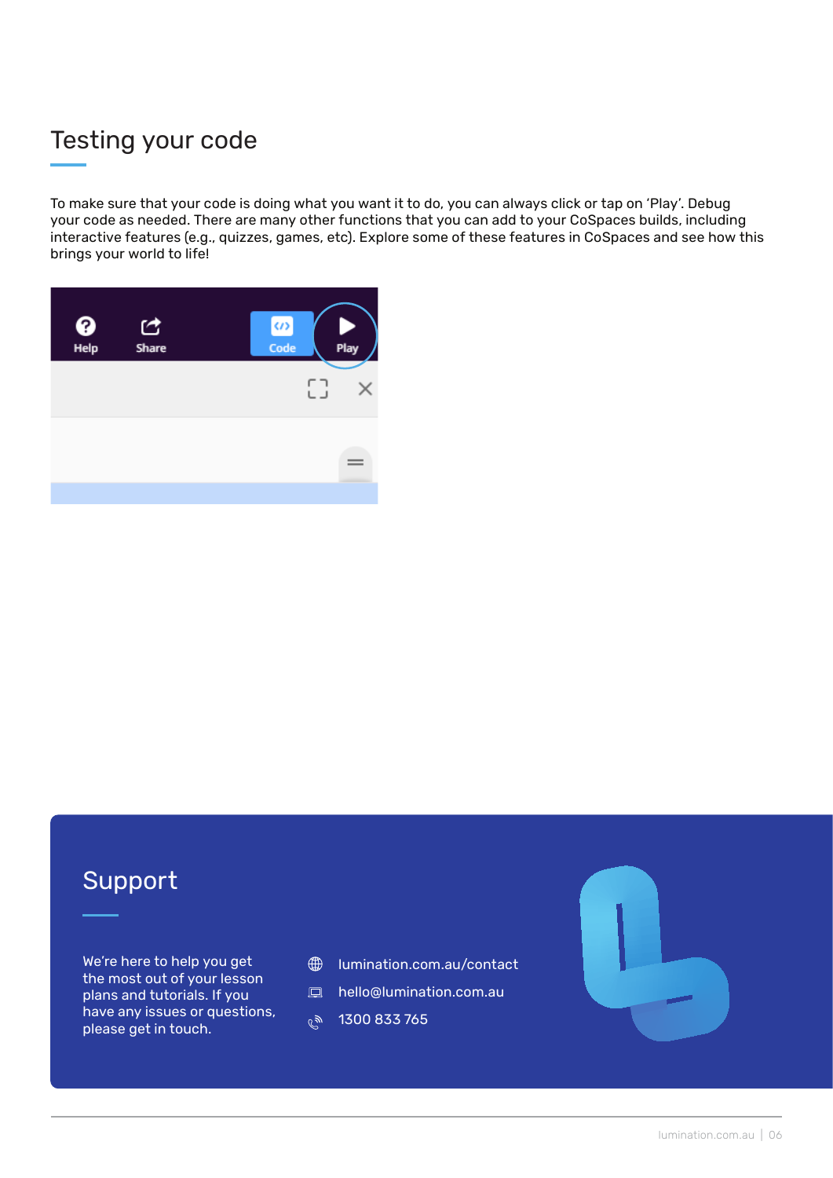# Testing your code

To make sure that your code is doing what you want it to do, you can always click or tap on 'Play'. Debug your code as needed. There are many other functions that you can add to your CoSpaces builds, including interactive features (e.g., quizzes, games, etc). Explore some of these features in CoSpaces and see how this brings your world to life!

## Support

We're here to help you get the most out of your lesson plans and tutorials. If you have any issues or questions, please get in touch.

lumination.com.au/contact

hello@lumination.com.au

1300 833 765